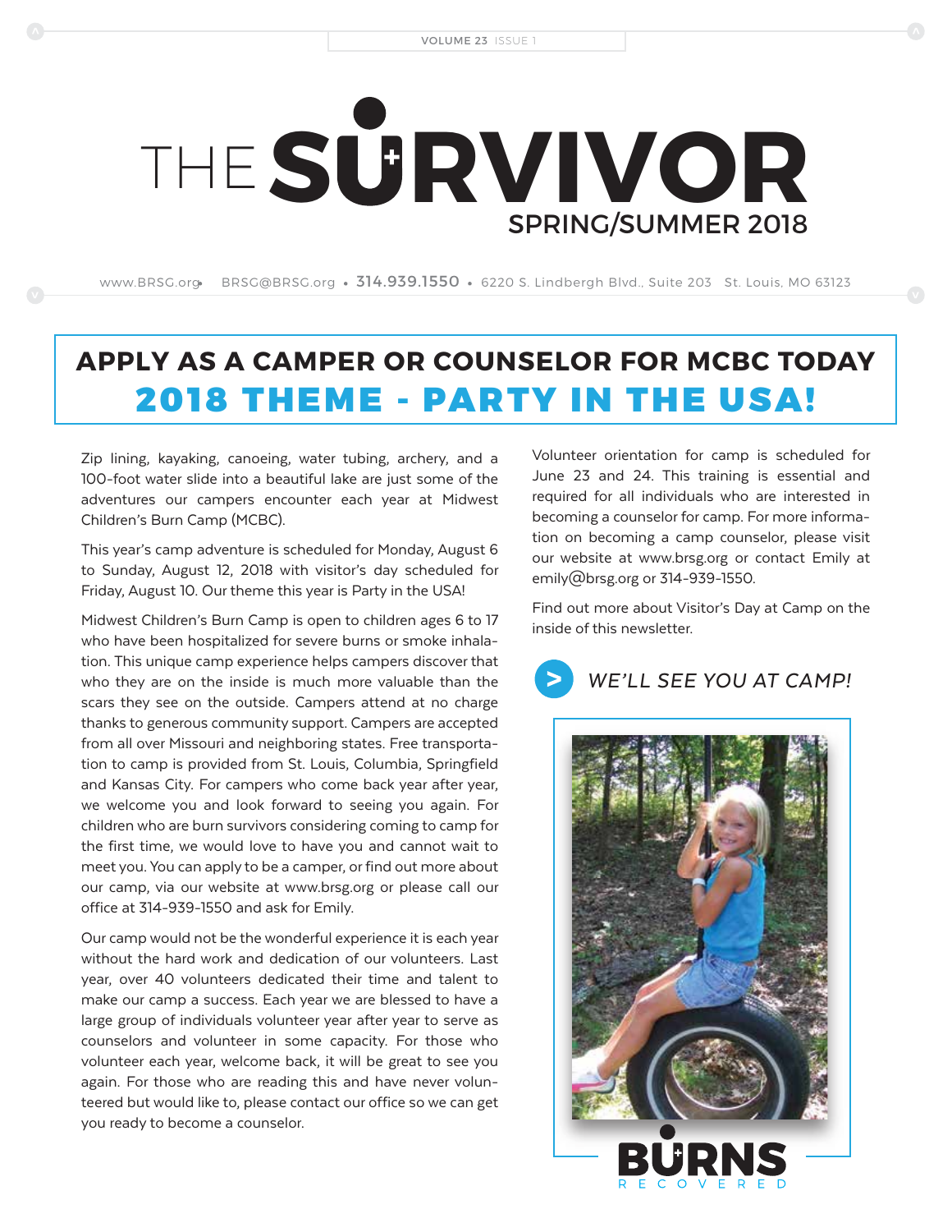# THE SURVIVOR

SPRING/SUMMER 2018

www.BRSG.org • BRSG@BRSG.org • 314.939.1550 • 6220 S. Lindbergh Blvd., Suite 203 St. Louis, MO 63123

## APPLY AS A CAMPER OR COUNSELOR FOR MCBC TODAY

## 2018 THEME - PARTY IN THE USA!

Zip lining, kayaking, canoeing, water tubing, archery, and a 100-foot water slide into a beautiful lake are just some of the adventures our campers encounter each year at Midwest Children's Burn Camp (MCBC).

This year's camp adventure is scheduled for Monday, August 6 to Sunday, August 12, 2018 with visitor's day scheduled for Friday, August 10. Our theme this year is Party in the USA!

Midwest Children's Burn Camp is open to children ages 6 to 17 who have been hospitalized for severe burns or smoke inhalation. This unique camp experience helps campers discover that who they are on the inside is much more valuable than the scars they see on the outside. Campers attend at no charge thanks to generous community support. Campers are accepted from all over Missouri and neighboring states. Free transportation to camp is provided from St. Louis, Columbia, Springfield and Kansas City. For campers who come back year after year, we welcome you and look forward to seeing you again. For children who are burn survivors considering coming to camp for the first time, we would love to have you and cannot wait to meet you. You can apply to be a camper, or find out more about our camp, via our website at www.brsg.org or please call our office at 314-939-1550 and ask for Emily.

Our camp would not be the wonderful experience it is each year without the hard work and dedication of our volunteers. Last year, over 40 volunteers dedicated their time and talent to make our camp a success. Each year we are blessed to have a large group of individuals volunteer year after year to serve as counselors and volunteer in some capacity. For those who volunteer each year, welcome back, it will be great to see you again. For those who are reading this and have never volunteered but would like to, please contact our office so we can get you ready to become a counselor.

Volunteer orientation for camp is scheduled for June 23 and 24. This training is essential and required for all individuals who are interested in becoming a counselor for camp. For more information on becoming a camp counselor, please visit our website at www.brsg.org or contact Emily at emily@brsg.org or 314-939-1550.

Find out more about Visitor's Day at Camp on the inside of this newsletter.

*WE'LL SEE YOU AT CAMP!*

BURNS RECOVERED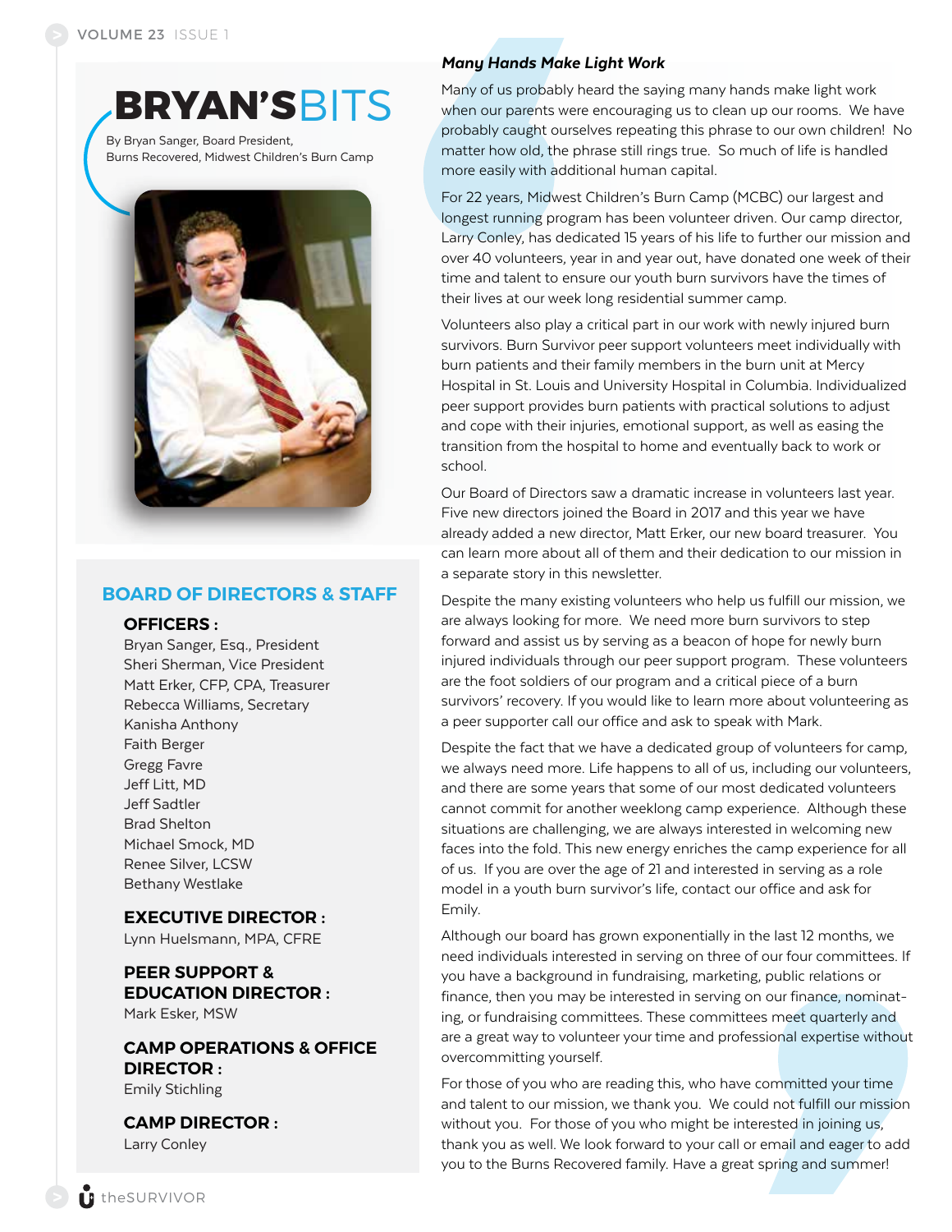# BRYAN'S BITS

By Bryan Sanger, Board President, Burns Recovered, Midwest Children's Burn Camp

## BOARD OF DIRECTORS & STAFF

**OFFICERS :**

Bryan Sanger, Esq., President
Sheri Sherman, Vice President
Matt Erker, CFP, CPA, Treasurer
Rebecca Williams, Secretary
Kanisha Anthony
Faith Berger
Gregg Favre
Jeff Litt, MD
Jeff Sadtler
Brad Shelton
Michael Smock, MD
Renee Silver, LCSW
Bethany Westlake

**EXECUTIVE DIRECTOR :**

Lynn Huelsmann, MPA, CFRE

**PEER SUPPORT & EDUCATION DIRECTOR :**

Mark Esker, MSW

**CAMP OPERATIONS & OFFICE DIRECTOR :**

Emily Stichling

**CAMP DIRECTOR :**

Larry Conley

### *Many Hands Make Light Work*

Many of us probably heard the saying many hands make light work when our parents were encouraging us to clean up our rooms. We have probably caught ourselves repeating this phrase to our own children! No matter how old, the phrase still rings true. So much of life is handled more easily with additional human capital.

For 22 years, Midwest Children's Burn Camp (MCBC) our largest and longest running program has been volunteer driven. Our camp director, Larry Conley, has dedicated 15 years of his life to further our mission and over 40 volunteers, year in and year out, have donated one week of their time and talent to ensure our youth burn survivors have the times of their lives at our week long residential summer camp.

Volunteers also play a critical part in our work with newly injured burn survivors. Burn Survivor peer support volunteers meet individually with burn patients and their family members in the burn unit at Mercy Hospital in St. Louis and University Hospital in Columbia. Individualized peer support provides burn patients with practical solutions to adjust and cope with their injuries, emotional support, as well as easing the transition from the hospital to home and eventually back to work or school.

Our Board of Directors saw a dramatic increase in volunteers last year. Five new directors joined the Board in 2017 and this year we have already added a new director, Matt Erker, our new board treasurer. You can learn more about all of them and their dedication to our mission in a separate story in this newsletter.

Despite the many existing volunteers who help us fulfill our mission, we are always looking for more. We need more burn survivors to step forward and assist us by serving as a beacon of hope for newly burn injured individuals through our peer support program. These volunteers are the foot soldiers of our program and a critical piece of a burn survivors' recovery. If you would like to learn more about volunteering as a peer supporter call our office and ask to speak with Mark.

Despite the fact that we have a dedicated group of volunteers for camp, we always need more. Life happens to all of us, including our volunteers, and there are some years that some of our most dedicated volunteers cannot commit for another weeklong camp experience. Although these situations are challenging, we are always interested in welcoming new faces into the fold. This new energy enriches the camp experience for all of us. If you are over the age of 21 and interested in serving as a role model in a youth burn survivor's life, contact our office and ask for Emily.

Although our board has grown exponentially in the last 12 months, we need individuals interested in serving on three of our four committees. If you have a background in fundraising, marketing, public relations or finance, then you may be interested in serving on our finance, nominating, or fundraising committees. These committees meet quarterly and are a great way to volunteer your time and professional expertise without overcommitting yourself.

For those of you who are reading this, who have committed your time and talent to our mission, we thank you. We could not fulfill our mission without you. For those of you who might be interested in joining us, thank you as well. We look forward to your call or email and eager to add you to the Burns Recovered family. Have a great spring and summer!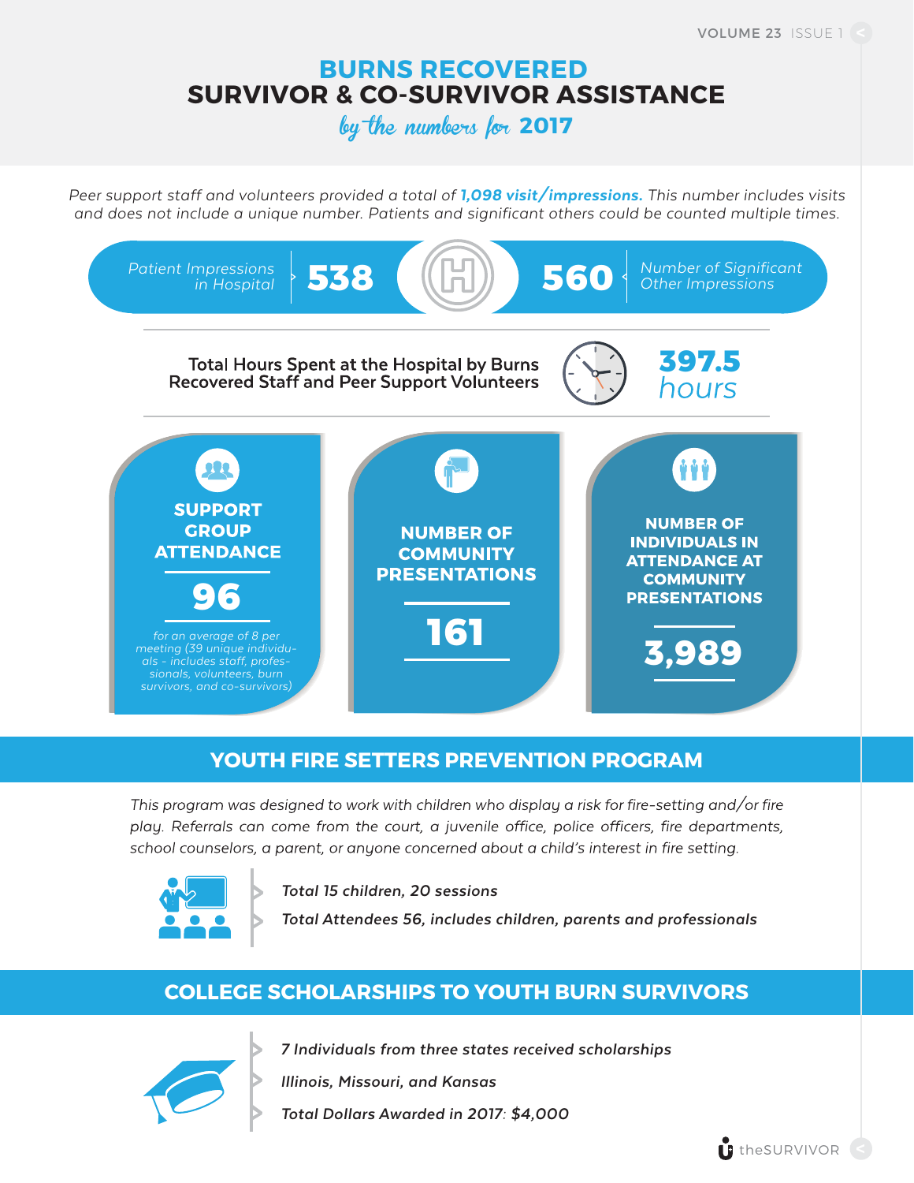# BURNS RECOVERED
# SURVIVOR & CO-SURVIVOR ASSISTANCE

## *by the numbers for* 2017

*Peer support staff and volunteers provided a total of **1,098 visit/impressions.** This number includes visits and does not include a unique number. Patients and significant others could be counted multiple times.*

*Patient Impressions in Hospital* **538**

**560** *Number of Significant Other Impressions*

Total Hours Spent at the Hospital by Burns Recovered Staff and Peer Support Volunteers **397.5** *hours*

**SUPPORT GROUP ATTENDANCE**

**96**

*for an average of 8 per meeting (39 unique individuals - includes staff, professionals, volunteers, burn survivors, and co-survivors)*

**NUMBER OF COMMUNITY PRESENTATIONS**

**161**

**NUMBER OF INDIVIDUALS IN ATTENDANCE AT COMMUNITY PRESENTATIONS**

**3,989**

## YOUTH FIRE SETTERS PREVENTION PROGRAM

*This program was designed to work with children who display a risk for fire-setting and/or fire play. Referrals can come from the court, a juvenile office, police officers, fire departments, school counselors, a parent, or anyone concerned about a child's interest in fire setting.*

- *Total 15 children, 20 sessions*
- *Total Attendees 56, includes children, parents and professionals*

## COLLEGE SCHOLARSHIPS TO YOUTH BURN SURVIVORS

- *7 Individuals from three states received scholarships*
- *Illinois, Missouri, and Kansas*
- *Total Dollars Awarded in 2017: $4,000*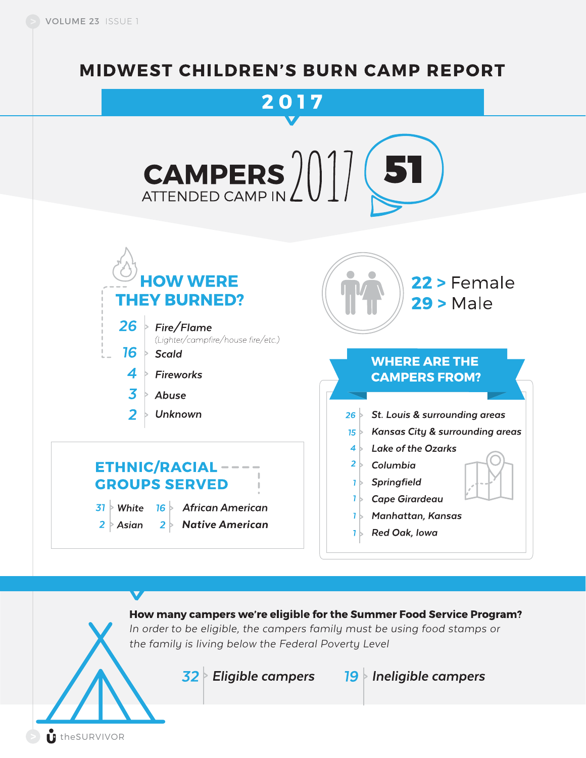# MIDWEST CHILDREN'S BURN CAMP REPORT

## 2017

**CAMPERS** ATTENDED CAMP IN 2017: **51**

## HOW WERE THEY BURNED?

- **26** > Fire/Flame (Lighter/campfire/house fire/etc.)
- **16** > Scald
- **4** > Fireworks
- **3** > Abuse
- **2** > Unknown

**22** > Female
**29** > Male

## ETHNIC/RACIAL GROUPS SERVED

- **31** > White
- **16** > African American
- **2** > Asian
- **2** > Native American

## WHERE ARE THE CAMPERS FROM?

- **26** > St. Louis & surrounding areas
- **15** > Kansas City & surrounding areas
- **4** > Lake of the Ozarks
- **2** > Columbia
- **1** > Springfield
- **1** > Cape Girardeau
- **1** > Manhattan, Kansas
- **1** > Red Oak, Iowa

**How many campers we're eligible for the Summer Food Service Program?**

*In order to be eligible, the campers family must be using food stamps or the family is living below the Federal Poverty Level*

- **32** > Eligible campers
- **19** > Ineligible campers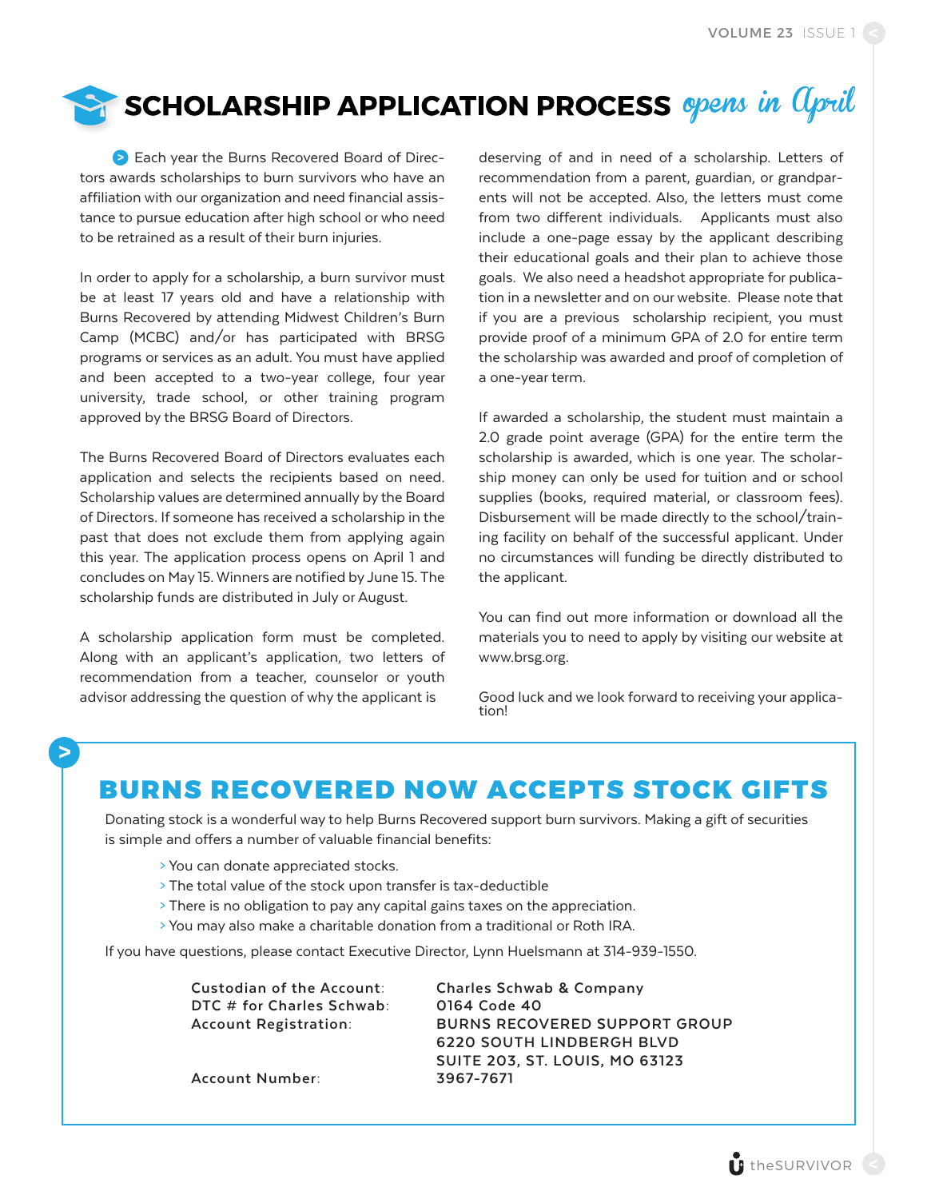# SCHOLARSHIP APPLICATION PROCESS *opens in April*

Each year the Burns Recovered Board of Directors awards scholarships to burn survivors who have an affiliation with our organization and need financial assistance to pursue education after high school or who need to be retrained as a result of their burn injuries.

In order to apply for a scholarship, a burn survivor must be at least 17 years old and have a relationship with Burns Recovered by attending Midwest Children's Burn Camp (MCBC) and/or has participated with BRSG programs or services as an adult. You must have applied and been accepted to a two-year college, four year university, trade school, or other training program approved by the BRSG Board of Directors.

The Burns Recovered Board of Directors evaluates each application and selects the recipients based on need. Scholarship values are determined annually by the Board of Directors. If someone has received a scholarship in the past that does not exclude them from applying again this year. The application process opens on April 1 and concludes on May 15. Winners are notified by June 15. The scholarship funds are distributed in July or August.

A scholarship application form must be completed. Along with an applicant's application, two letters of recommendation from a teacher, counselor or youth advisor addressing the question of why the applicant is deserving of and in need of a scholarship. Letters of recommendation from a parent, guardian, or grandparents will not be accepted. Also, the letters must come from two different individuals. Applicants must also include a one-page essay by the applicant describing their educational goals and their plan to achieve those goals. We also need a headshot appropriate for publication in a newsletter and on our website. Please note that if you are a previous scholarship recipient, you must provide proof of a minimum GPA of 2.0 for entire term the scholarship was awarded and proof of completion of a one-year term.

If awarded a scholarship, the student must maintain a 2.0 grade point average (GPA) for the entire term the scholarship is awarded, which is one year. The scholarship money can only be used for tuition and or school supplies (books, required material, or classroom fees). Disbursement will be made directly to the school/training facility on behalf of the successful applicant. Under no circumstances will funding be directly distributed to the applicant.

You can find out more information or download all the materials you to need to apply by visiting our website at www.brsg.org.

Good luck and we look forward to receiving your application!

## BURNS RECOVERED NOW ACCEPTS STOCK GIFTS

Donating stock is a wonderful way to help Burns Recovered support burn survivors. Making a gift of securities is simple and offers a number of valuable financial benefits:

- You can donate appreciated stocks.
- The total value of the stock upon transfer is tax-deductible
- There is no obligation to pay any capital gains taxes on the appreciation.
- You may also make a charitable donation from a traditional or Roth IRA.

If you have questions, please contact Executive Director, Lynn Huelsmann at 314-939-1550.

| | |
|---|---|
| Custodian of the Account: | Charles Schwab & Company |
| DTC # for Charles Schwab: | 0164 Code 40 |
| Account Registration: | BURNS RECOVERED SUPPORT GROUP<br>6220 SOUTH LINDBERGH BLVD<br>SUITE 203, ST. LOUIS, MO 63123 |
| Account Number: | 3967-7671 |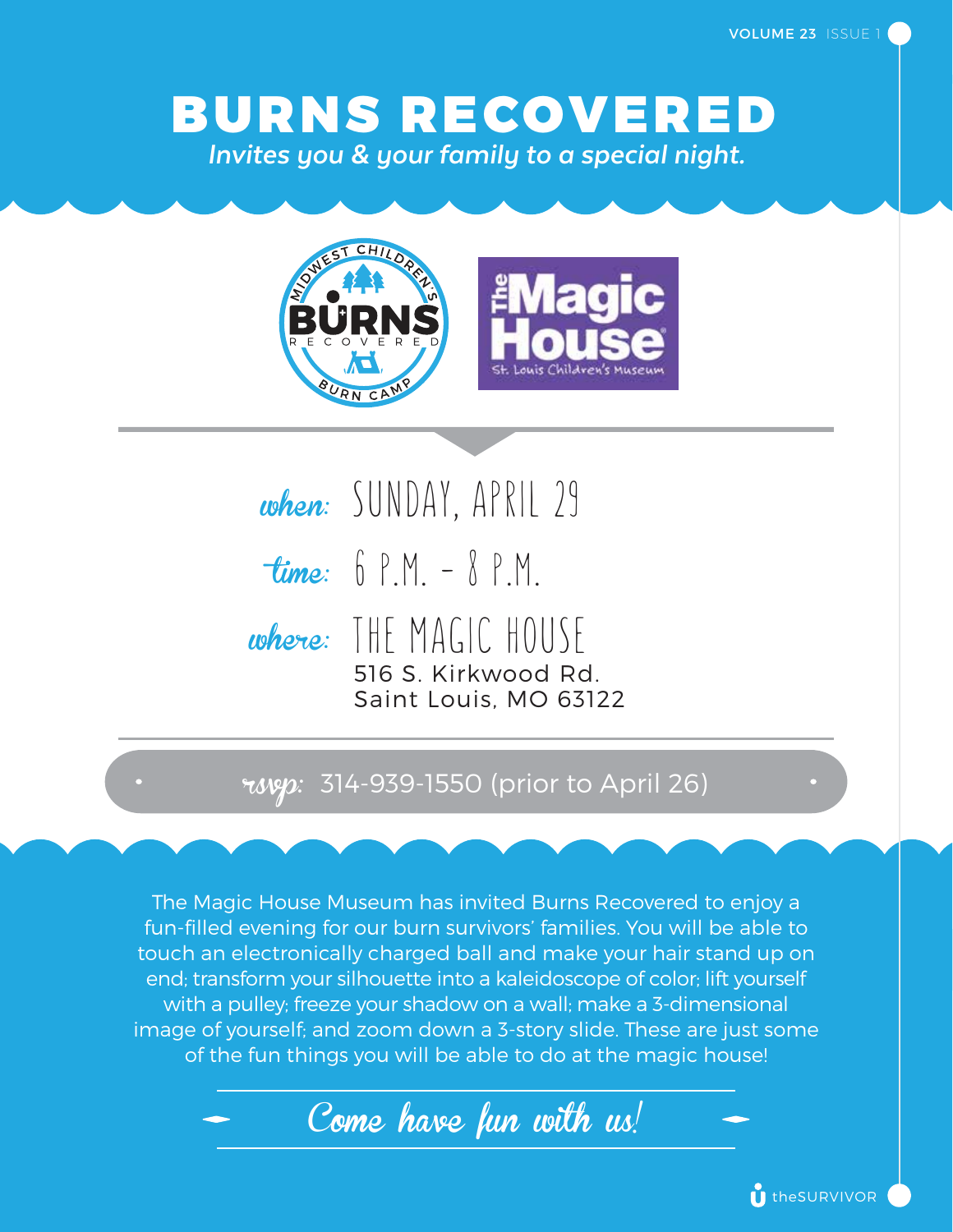# BURNS RECOVERED

*Invites you & your family to a special night.*

**when:** SUNDAY, APRIL 29

**time:** 6 P.M. - 8 P.M.

**where:** THE MAGIC HOUSE
516 S. Kirkwood Rd.
Saint Louis, MO 63122

**rsvp:** 314-939-1550 (prior to April 26)

The Magic House Museum has invited Burns Recovered to enjoy a fun-filled evening for our burn survivors' families. You will be able to touch an electronically charged ball and make your hair stand up on end; transform your silhouette into a kaleidoscope of color; lift yourself with a pulley; freeze your shadow on a wall; make a 3-dimensional image of yourself; and zoom down a 3-story slide. These are just some of the fun things you will be able to do at the magic house!

*Come have fun with us!*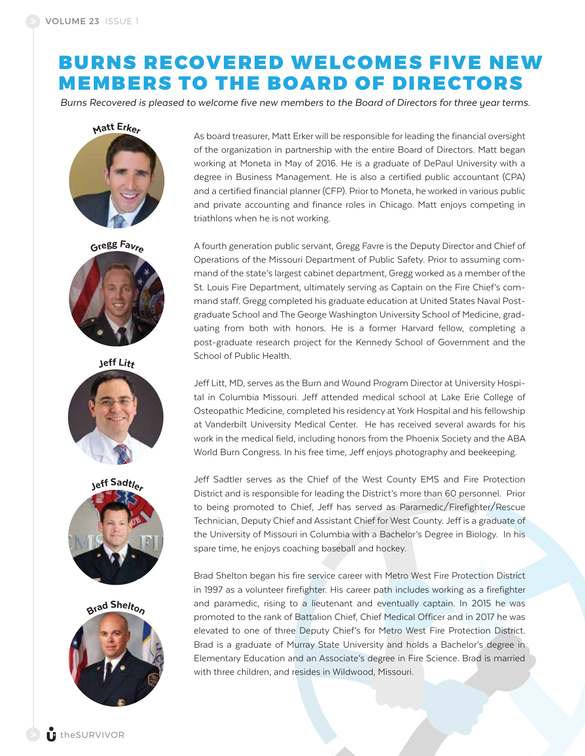# BURNS RECOVERED WELCOMES FIVE NEW MEMBERS TO THE BOARD OF DIRECTORS

*Burns Recovered is pleased to welcome five new members to the Board of Directors for three year terms.*

**Matt Erker**

As board treasurer, Matt Erker will be responsible for leading the financial oversight of the organization in partnership with the entire Board of Directors. Matt began working at Moneta in May of 2016. He is a graduate of DePaul University with a degree in Business Management. He is also a certified public accountant (CPA) and a certified financial planner (CFP). Prior to Moneta, he worked in various public and private accounting and finance roles in Chicago. Matt enjoys competing in triathlons when he is not working.

**Gregg Favre**

A fourth generation public servant, Gregg Favre is the Deputy Director and Chief of Operations of the Missouri Department of Public Safety. Prior to assuming command of the state's largest cabinet department, Gregg worked as a member of the St. Louis Fire Department, ultimately serving as Captain on the Fire Chief's command staff. Gregg completed his graduate education at United States Naval Postgraduate School and The George Washington University School of Medicine, graduating from both with honors. He is a former Harvard fellow, completing a post-graduate research project for the Kennedy School of Government and the School of Public Health.

**Jeff Litt**

Jeff Litt, MD, serves as the Burn and Wound Program Director at University Hospital in Columbia Missouri. Jeff attended medical school at Lake Erie College of Osteopathic Medicine, completed his residency at York Hospital and his fellowship at Vanderbilt University Medical Center. He has received several awards for his work in the medical field, including honors from the Phoenix Society and the ABA World Burn Congress. In his free time, Jeff enjoys photography and beekeeping.

**Jeff Sadtler**

Jeff Sadtler serves as the Chief of the West County EMS and Fire Protection District and is responsible for leading the District's more than 60 personnel. Prior to being promoted to Chief, Jeff has served as Paramedic/Firefighter/Rescue Technician, Deputy Chief and Assistant Chief for West County. Jeff is a graduate of the University of Missouri in Columbia with a Bachelor's Degree in Biology. In his spare time, he enjoys coaching baseball and hockey.

**Brad Shelton**

Brad Shelton began his fire service career with Metro West Fire Protection District in 1997 as a volunteer firefighter. His career path includes working as a firefighter and paramedic, rising to a lieutenant and eventually captain. In 2015 he was promoted to the rank of Battalion Chief, Chief Medical Officer and in 2017 he was elevated to one of three Deputy Chief's for Metro West Fire Protection District. Brad is a graduate of Murray State University and holds a Bachelor's degree in Elementary Education and an Associate's degree in Fire Science. Brad is married with three children, and resides in Wildwood, Missouri.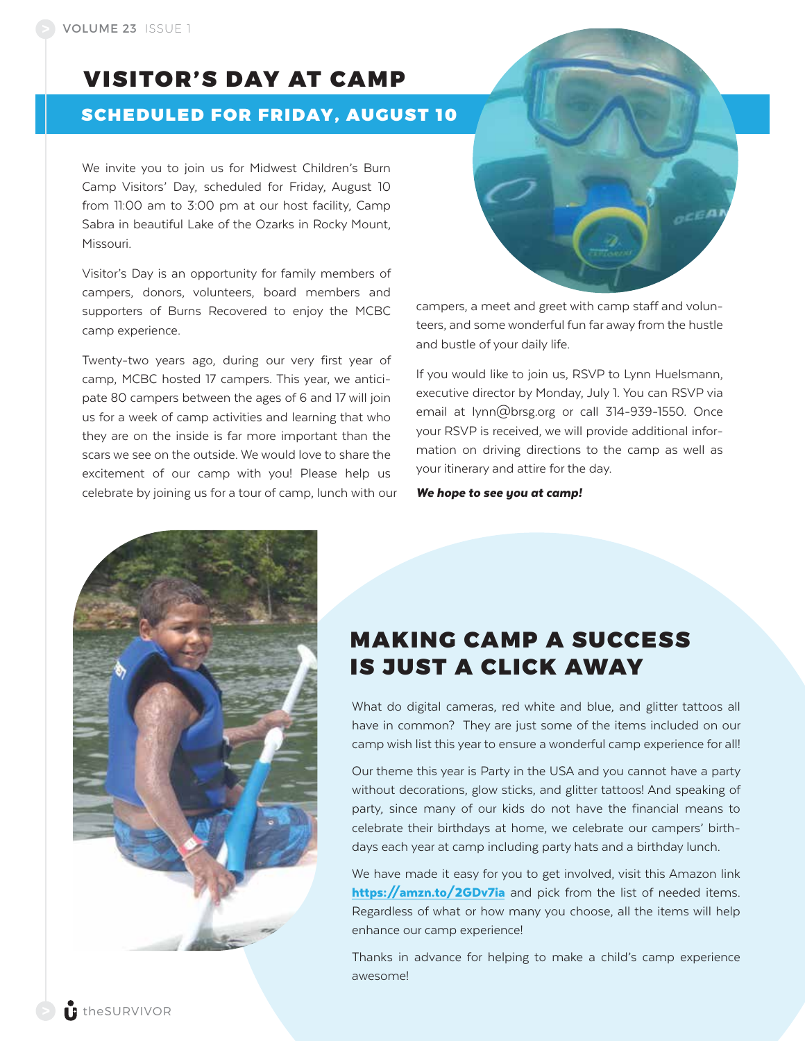# VISITOR'S DAY AT CAMP

## SCHEDULED FOR FRIDAY, AUGUST 10

We invite you to join us for Midwest Children's Burn Camp Visitors' Day, scheduled for Friday, August 10 from 11:00 am to 3:00 pm at our host facility, Camp Sabra in beautiful Lake of the Ozarks in Rocky Mount, Missouri.

Visitor's Day is an opportunity for family members of campers, donors, volunteers, board members and supporters of Burns Recovered to enjoy the MCBC camp experience.

Twenty-two years ago, during our very first year of camp, MCBC hosted 17 campers. This year, we anticipate 80 campers between the ages of 6 and 17 will join us for a week of camp activities and learning that who they are on the inside is far more important than the scars we see on the outside. We would love to share the excitement of our camp with you! Please help us celebrate by joining us for a tour of camp, lunch with our campers, a meet and greet with camp staff and volunteers, and some wonderful fun far away from the hustle and bustle of your daily life.

If you would like to join us, RSVP to Lynn Huelsmann, executive director by Monday, July 1. You can RSVP via email at lynn@brsg.org or call 314-939-1550. Once your RSVP is received, we will provide additional information on driving directions to the camp as well as your itinerary and attire for the day.

***We hope to see you at camp!***

# MAKING CAMP A SUCCESS IS JUST A CLICK AWAY

What do digital cameras, red white and blue, and glitter tattoos all have in common? They are just some of the items included on our camp wish list this year to ensure a wonderful camp experience for all!

Our theme this year is Party in the USA and you cannot have a party without decorations, glow sticks, and glitter tattoos! And speaking of party, since many of our kids do not have the financial means to celebrate their birthdays at home, we celebrate our campers' birthdays each year at camp including party hats and a birthday lunch.

We have made it easy for you to get involved, visit this Amazon link **https://amzn.to/2GDv7ia** and pick from the list of needed items. Regardless of what or how many you choose, all the items will help enhance our camp experience!

Thanks in advance for helping to make a child's camp experience awesome!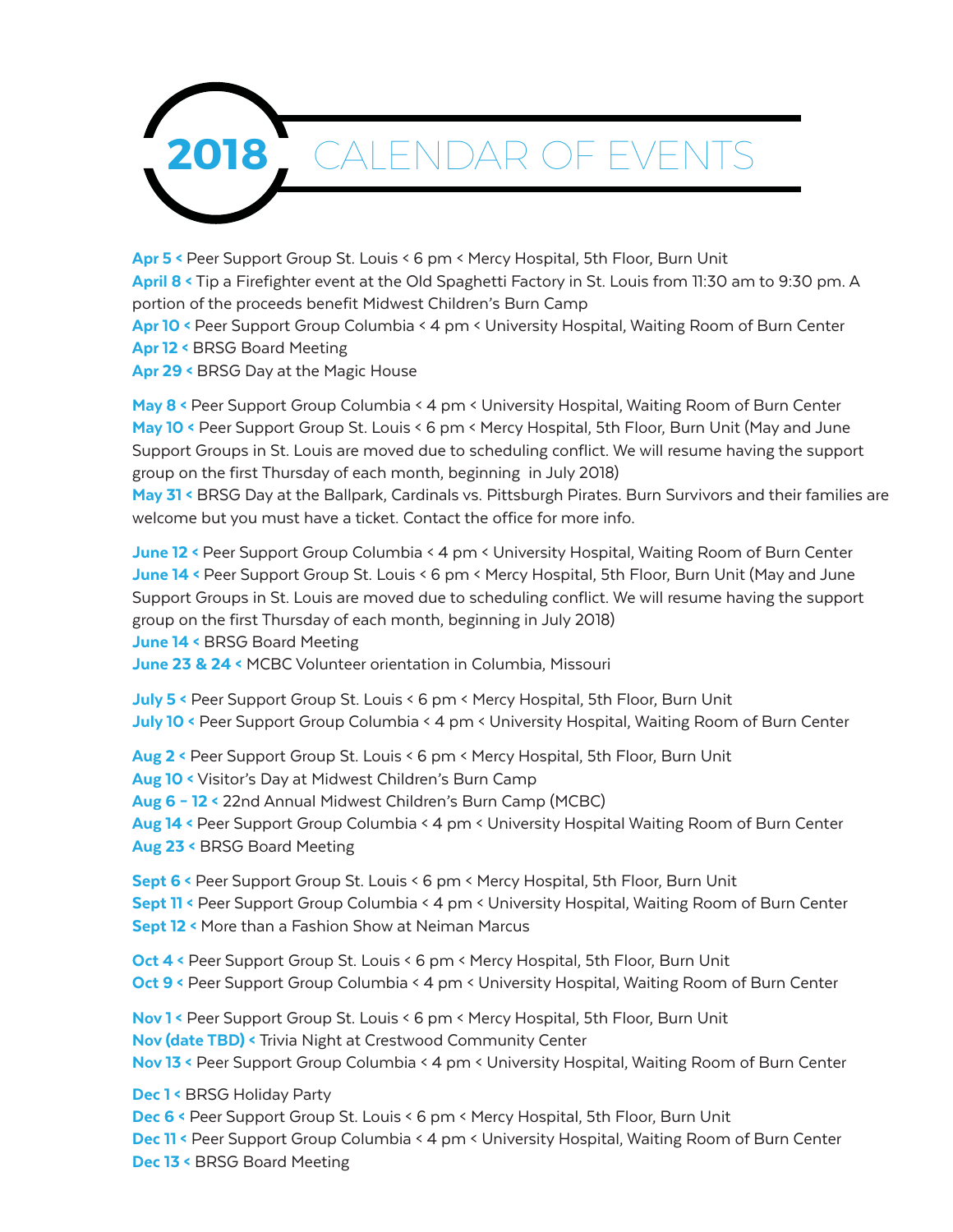# 2018 CALENDAR OF EVENTS

**Apr 5 <** Peer Support Group St. Louis < 6 pm < Mercy Hospital, 5th Floor, Burn Unit
**April 8 <** Tip a Firefighter event at the Old Spaghetti Factory in St. Louis from 11:30 am to 9:30 pm. A portion of the proceeds benefit Midwest Children's Burn Camp
**Apr 10 <** Peer Support Group Columbia < 4 pm < University Hospital, Waiting Room of Burn Center
**Apr 12 <** BRSG Board Meeting
**Apr 29 <** BRSG Day at the Magic House

**May 8 <** Peer Support Group Columbia < 4 pm < University Hospital, Waiting Room of Burn Center
**May 10 <** Peer Support Group St. Louis < 6 pm < Mercy Hospital, 5th Floor, Burn Unit (May and June Support Groups in St. Louis are moved due to scheduling conflict. We will resume having the support group on the first Thursday of each month, beginning in July 2018)
**May 31 <** BRSG Day at the Ballpark, Cardinals vs. Pittsburgh Pirates. Burn Survivors and their families are welcome but you must have a ticket. Contact the office for more info.

**June 12 <** Peer Support Group Columbia < 4 pm < University Hospital, Waiting Room of Burn Center
**June 14 <** Peer Support Group St. Louis < 6 pm < Mercy Hospital, 5th Floor, Burn Unit (May and June Support Groups in St. Louis are moved due to scheduling conflict. We will resume having the support group on the first Thursday of each month, beginning in July 2018)
**June 14 <** BRSG Board Meeting
**June 23 & 24 <** MCBC Volunteer orientation in Columbia, Missouri

**July 5 <** Peer Support Group St. Louis < 6 pm < Mercy Hospital, 5th Floor, Burn Unit
**July 10 <** Peer Support Group Columbia < 4 pm < University Hospital, Waiting Room of Burn Center

**Aug 2 <** Peer Support Group St. Louis < 6 pm < Mercy Hospital, 5th Floor, Burn Unit
**Aug 10 <** Visitor's Day at Midwest Children's Burn Camp
**Aug 6 - 12 <** 22nd Annual Midwest Children's Burn Camp (MCBC)
**Aug 14 <** Peer Support Group Columbia < 4 pm < University Hospital Waiting Room of Burn Center
**Aug 23 <** BRSG Board Meeting

**Sept 6 <** Peer Support Group St. Louis < 6 pm < Mercy Hospital, 5th Floor, Burn Unit
**Sept 11 <** Peer Support Group Columbia < 4 pm < University Hospital, Waiting Room of Burn Center
**Sept 12 <** More than a Fashion Show at Neiman Marcus

**Oct 4 <** Peer Support Group St. Louis < 6 pm < Mercy Hospital, 5th Floor, Burn Unit
**Oct 9 <** Peer Support Group Columbia < 4 pm < University Hospital, Waiting Room of Burn Center

**Nov 1 <** Peer Support Group St. Louis < 6 pm < Mercy Hospital, 5th Floor, Burn Unit
**Nov (date TBD) <** Trivia Night at Crestwood Community Center
**Nov 13 <** Peer Support Group Columbia < 4 pm < University Hospital, Waiting Room of Burn Center

**Dec 1 <** BRSG Holiday Party
**Dec 6 <** Peer Support Group St. Louis < 6 pm < Mercy Hospital, 5th Floor, Burn Unit
**Dec 11 <** Peer Support Group Columbia < 4 pm < University Hospital, Waiting Room of Burn Center
**Dec 13 <** BRSG Board Meeting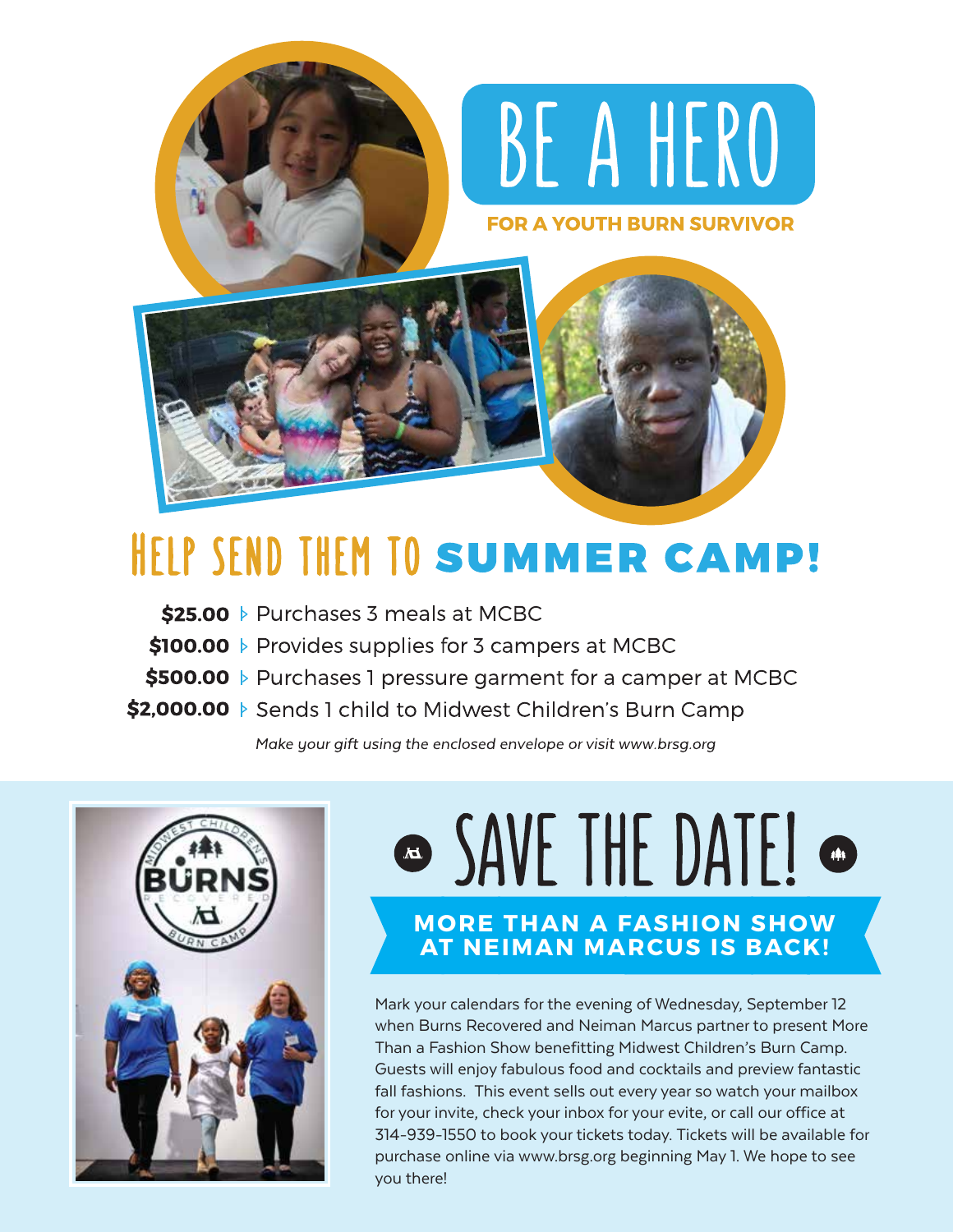# BE A HERO

**FOR A YOUTH BURN SURVIVOR**

## HELP SEND THEM TO SUMMER CAMP!

- **$25.00** ▸ Purchases 3 meals at MCBC
- **$100.00** ▸ Provides supplies for 3 campers at MCBC
- **$500.00** ▸ Purchases 1 pressure garment for a camper at MCBC
- **$2,000.00** ▸ Sends 1 child to Midwest Children's Burn Camp

*Make your gift using the enclosed envelope or visit www.brsg.org*

# SAVE THE DATE!

## MORE THAN A FASHION SHOW AT NEIMAN MARCUS IS BACK!

Mark your calendars for the evening of Wednesday, September 12 when Burns Recovered and Neiman Marcus partner to present More Than a Fashion Show benefitting Midwest Children's Burn Camp. Guests will enjoy fabulous food and cocktails and preview fantastic fall fashions. This event sells out every year so watch your mailbox for your invite, check your inbox for your evite, or call our office at 314-939-1550 to book your tickets today. Tickets will be available for purchase online via www.brsg.org beginning May 1. We hope to see you there!